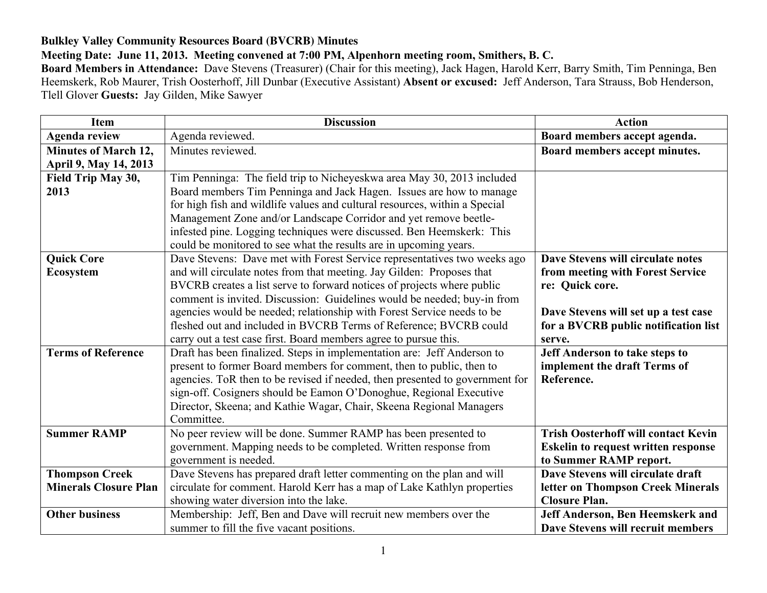**Bulkley Valley Community Resources Board (BVCRB) Minutes**

**Meeting Date: June 11, 2013. Meeting convened at 7:00 PM, Alpenhorn meeting room, Smithers, B. C.**

**Board Members in Attendance:** Dave Stevens (Treasurer) (Chair for this meeting), Jack Hagen, Harold Kerr, Barry Smith, Tim Penninga, Ben Heemskerk, Rob Maurer, Trish Oosterhoff, Jill Dunbar (Executive Assistant) **Absent or excused:** Jeff Anderson, Tara Strauss, Bob Henderson, Tlell Glover **Guests:** Jay Gilden, Mike Sawyer

| Item | Discussion | Action |
|---|---|---|
| **Agenda review** | Agenda reviewed. | **Board members accept agenda.** |
| **Minutes of March 12, April 9, May 14, 2013** | Minutes reviewed. | **Board members accept minutes.** |
| **Field Trip May 30, 2013** | Tim Penninga: The field trip to Nicheyeskwa area May 30, 2013 included Board members Tim Penninga and Jack Hagen. Issues are how to manage for high fish and wildlife values and cultural resources, within a Special Management Zone and/or Landscape Corridor and yet remove beetle-infested pine. Logging techniques were discussed. Ben Heemskerk: This could be monitored to see what the results are in upcoming years. | |
| **Quick Core Ecosystem** | Dave Stevens: Dave met with Forest Service representatives two weeks ago and will circulate notes from that meeting. Jay Gilden: Proposes that BVCRB creates a list serve to forward notices of projects where public comment is invited. Discussion: Guidelines would be needed; buy-in from agencies would be needed; relationship with Forest Service needs to be fleshed out and included in BVCRB Terms of Reference; BVCRB could carry out a test case first. Board members agree to pursue this. | **Dave Stevens will circulate notes from meeting with Forest Service re: Quick core.** <br><br> **Dave Stevens will set up a test case for a BVCRB public notification list serve.** |
| **Terms of Reference** | Draft has been finalized. Steps in implementation are: Jeff Anderson to present to former Board members for comment, then to public, then to agencies. ToR then to be revised if needed, then presented to government for sign-off. Cosigners should be Eamon O'Donoghue, Regional Executive Director, Skeena; and Kathie Wagar, Chair, Skeena Regional Managers Committee. | **Jeff Anderson to take steps to implement the draft Terms of Reference.** |
| **Summer RAMP** | No peer review will be done. Summer RAMP has been presented to government. Mapping needs to be completed. Written response from government is needed. | **Trish Oosterhoff will contact Kevin Eskelin to request written response to Summer RAMP report.** |
| **Thompson Creek Minerals Closure Plan** | Dave Stevens has prepared draft letter commenting on the plan and will circulate for comment. Harold Kerr has a map of Lake Kathlyn properties showing water diversion into the lake. | **Dave Stevens will circulate draft letter on Thompson Creek Minerals Closure Plan.** |
| **Other business** | Membership: Jeff, Ben and Dave will recruit new members over the summer to fill the five vacant positions. | **Jeff Anderson, Ben Heemskerk and Dave Stevens will recruit members** |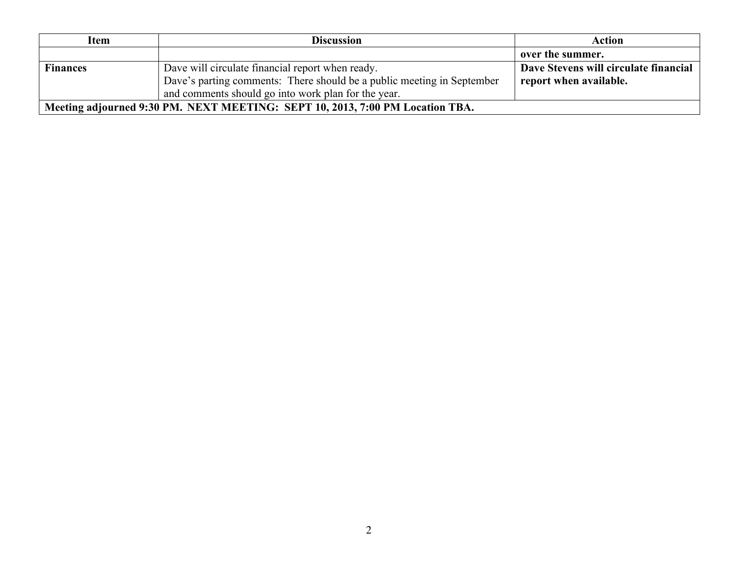| Item | Discussion | Action |
| --- | --- | --- |
| | | **over the summer.** |
| **Finances** | Dave will circulate financial report when ready.<br>Dave's parting comments: There should be a public meeting in September and comments should go into work plan for the year. | **Dave Stevens will circulate financial report when available.** |
| **Meeting adjourned 9:30 PM. NEXT MEETING: SEPT 10, 2013, 7:00 PM Location TBA.** | | |